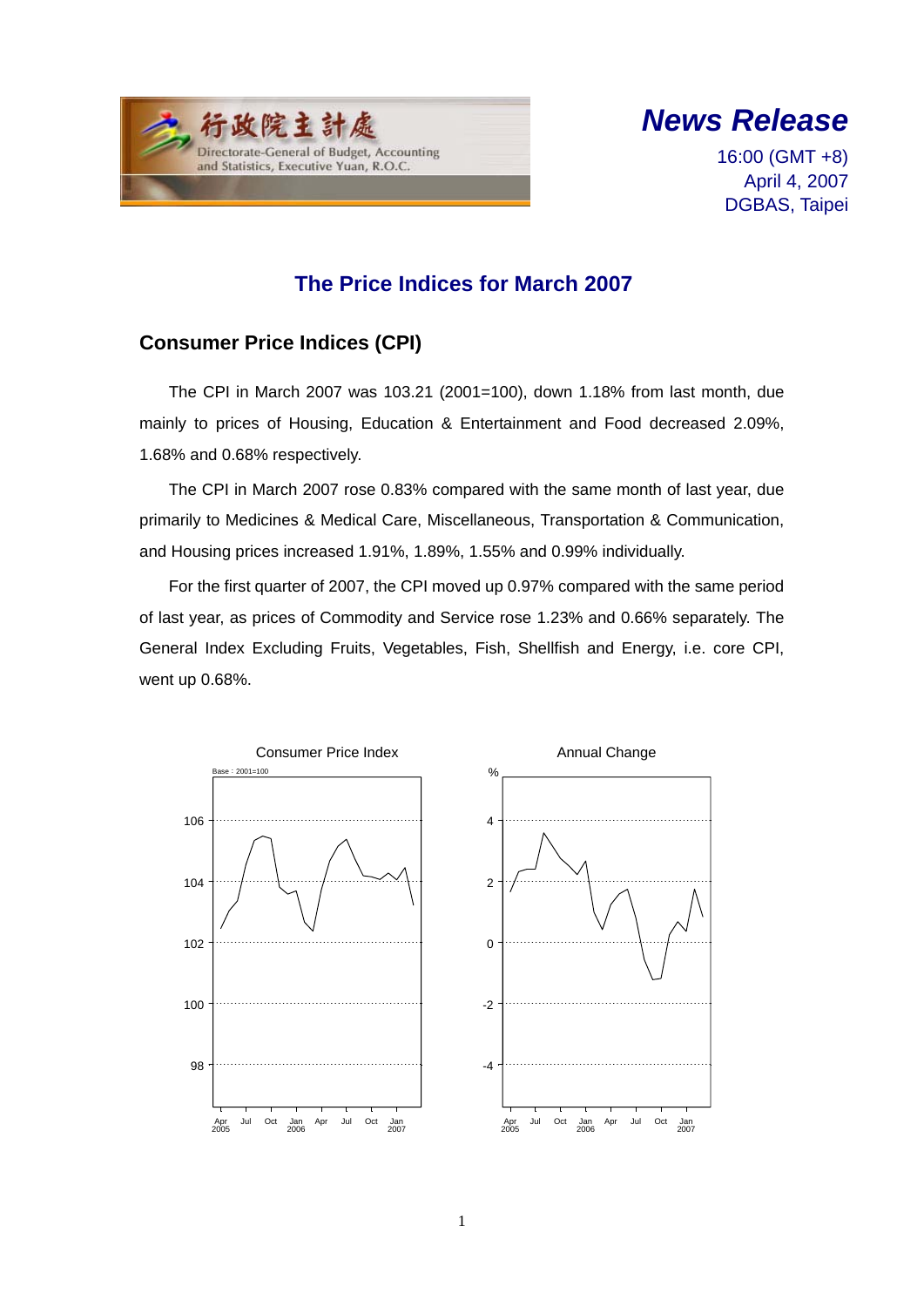行政院主計處
Directorate-General of Budget, Accounting and Statistics, Executive Yuan, R.O.C.

# *News Release*

16:00 (GMT +8)
April 4, 2007
DGBAS, Taipei

## The Price Indices for March 2007

### Consumer Price Indices (CPI)

The CPI in March 2007 was 103.21 (2001=100), down 1.18% from last month, due mainly to prices of Housing, Education & Entertainment and Food decreased 2.09%, 1.68% and 0.68% respectively.

The CPI in March 2007 rose 0.83% compared with the same month of last year, due primarily to Medicines & Medical Care, Miscellaneous, Transportation & Communication, and Housing prices increased 1.91%, 1.89%, 1.55% and 0.99% individually.

For the first quarter of 2007, the CPI moved up 0.97% compared with the same period of last year, as prices of Commodity and Service rose 1.23% and 0.66% separately. The General Index Excluding Fruits, Vegetables, Fish, Shellfish and Energy, i.e. core CPI, went up 0.68%.

Consumer Price Index

Base : 2001=100

Annual Change

%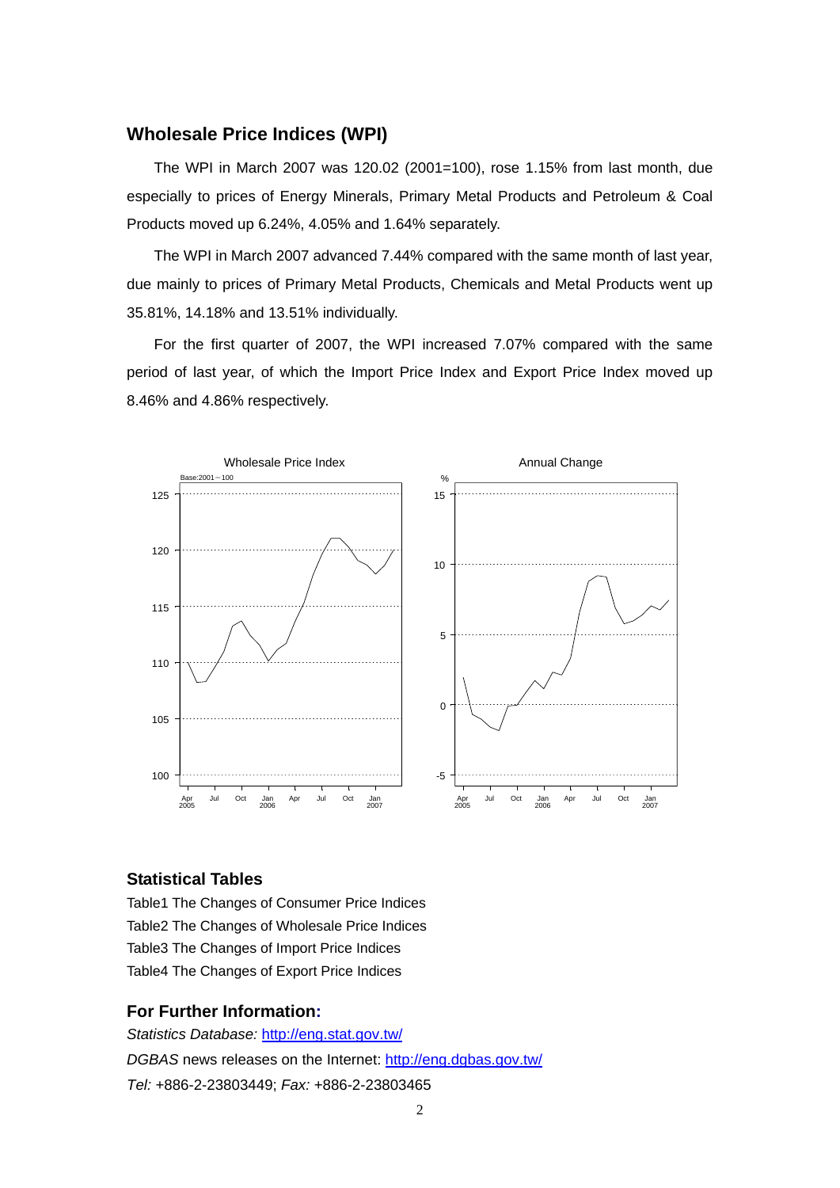## Wholesale Price Indices (WPI)

The WPI in March 2007 was 120.02 (2001=100), rose 1.15% from last month, due especially to prices of Energy Minerals, Primary Metal Products and Petroleum & Coal Products moved up 6.24%, 4.05% and 1.64% separately.

The WPI in March 2007 advanced 7.44% compared with the same month of last year, due mainly to prices of Primary Metal Products, Chemicals and Metal Products went up 35.81%, 14.18% and 13.51% individually.

For the first quarter of 2007, the WPI increased 7.07% compared with the same period of last year, of which the Import Price Index and Export Price Index moved up 8.46% and 4.86% respectively.

Wholesale Price Index

Base:2001=100

Annual Change

%

## Statistical Tables

Table1 The Changes of Consumer Price Indices

Table2 The Changes of Wholesale Price Indices

Table3 The Changes of Import Price Indices

Table4 The Changes of Export Price Indices

## For Further Information:

*Statistics Database:* http://eng.stat.gov.tw/

*DGBAS* news releases on the Internet: http://eng.dgbas.gov.tw/

*Tel:* +886-2-23803449; *Fax:* +886-2-23803465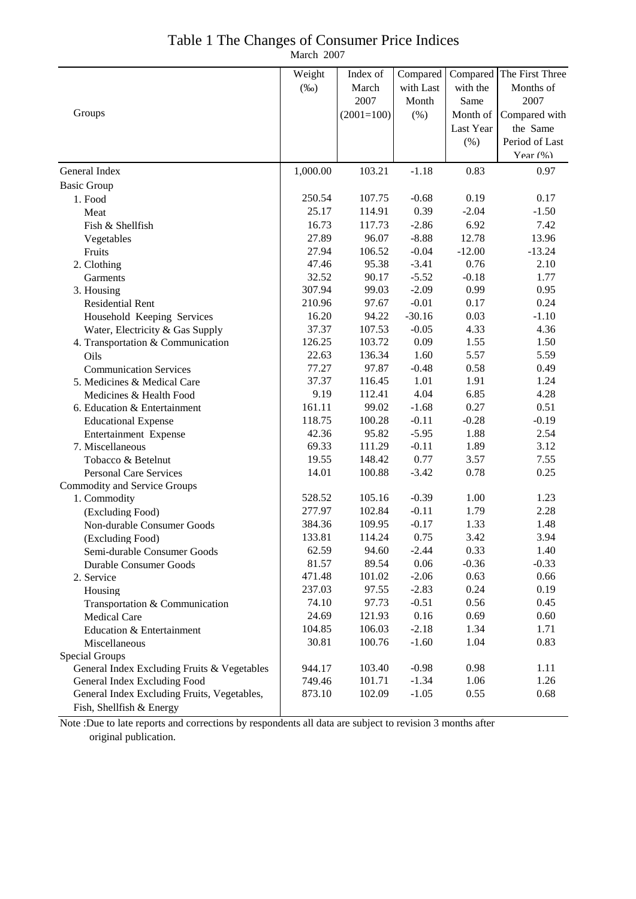# Table 1 The Changes of Consumer Price Indices

March 2007

| Groups | Weight (‰) | Index of March 2007 (2001=100) | Compared with Last Month (%) | Compared with the Same Month of Last Year (%) | The First Three Months of 2007 Compared with the Same Period of Last Year (%) |
|---|---|---|---|---|---|
| General Index | 1,000.00 | 103.21 | -1.18 | 0.83 | 0.97 |
| Basic Group | | | | | |
| 1. Food | 250.54 | 107.75 | -0.68 | 0.19 | 0.17 |
| Meat | 25.17 | 114.91 | 0.39 | -2.04 | -1.50 |
| Fish & Shellfish | 16.73 | 117.73 | -2.86 | 6.92 | 7.42 |
| Vegetables | 27.89 | 96.07 | -8.88 | 12.78 | 13.96 |
| Fruits | 27.94 | 106.52 | -0.04 | -12.00 | -13.24 |
| 2. Clothing | 47.46 | 95.38 | -3.41 | 0.76 | 2.10 |
| Garments | 32.52 | 90.17 | -5.52 | -0.18 | 1.77 |
| 3. Housing | 307.94 | 99.03 | -2.09 | 0.99 | 0.95 |
| Residential Rent | 210.96 | 97.67 | -0.01 | 0.17 | 0.24 |
| Household Keeping Services | 16.20 | 94.22 | -30.16 | 0.03 | -1.10 |
| Water, Electricity & Gas Supply | 37.37 | 107.53 | -0.05 | 4.33 | 4.36 |
| 4. Transportation & Communication | 126.25 | 103.72 | 0.09 | 1.55 | 1.50 |
| Oils | 22.63 | 136.34 | 1.60 | 5.57 | 5.59 |
| Communication Services | 77.27 | 97.87 | -0.48 | 0.58 | 0.49 |
| 5. Medicines & Medical Care | 37.37 | 116.45 | 1.01 | 1.91 | 1.24 |
| Medicines & Health Food | 9.19 | 112.41 | 4.04 | 6.85 | 4.28 |
| 6. Education & Entertainment | 161.11 | 99.02 | -1.68 | 0.27 | 0.51 |
| Educational Expense | 118.75 | 100.28 | -0.11 | -0.28 | -0.19 |
| Entertainment Expense | 42.36 | 95.82 | -5.95 | 1.88 | 2.54 |
| 7. Miscellaneous | 69.33 | 111.29 | -0.11 | 1.89 | 3.12 |
| Tobacco & Betelnut | 19.55 | 148.42 | 0.77 | 3.57 | 7.55 |
| Personal Care Services | 14.01 | 100.88 | -3.42 | 0.78 | 0.25 |
| Commodity and Service Groups | | | | | |
| 1. Commodity | 528.52 | 105.16 | -0.39 | 1.00 | 1.23 |
| (Excluding Food) | 277.97 | 102.84 | -0.11 | 1.79 | 2.28 |
| Non-durable Consumer Goods | 384.36 | 109.95 | -0.17 | 1.33 | 1.48 |
| (Excluding Food) | 133.81 | 114.24 | 0.75 | 3.42 | 3.94 |
| Semi-durable Consumer Goods | 62.59 | 94.60 | -2.44 | 0.33 | 1.40 |
| Durable Consumer Goods | 81.57 | 89.54 | 0.06 | -0.36 | -0.33 |
| 2. Service | 471.48 | 101.02 | -2.06 | 0.63 | 0.66 |
| Housing | 237.03 | 97.55 | -2.83 | 0.24 | 0.19 |
| Transportation & Communication | 74.10 | 97.73 | -0.51 | 0.56 | 0.45 |
| Medical Care | 24.69 | 121.93 | 0.16 | 0.69 | 0.60 |
| Education & Entertainment | 104.85 | 106.03 | -2.18 | 1.34 | 1.71 |
| Miscellaneous | 30.81 | 100.76 | -1.60 | 1.04 | 0.83 |
| Special Groups | | | | | |
| General Index Excluding Fruits & Vegetables | 944.17 | 103.40 | -0.98 | 0.98 | 1.11 |
| General Index Excluding Food | 749.46 | 101.71 | -1.34 | 1.06 | 1.26 |
| General Index Excluding Fruits, Vegetables, Fish, Shellfish & Energy | 873.10 | 102.09 | -1.05 | 0.55 | 0.68 |

Note :Due to late reports and corrections by respondents all data are subject to revision 3 months after original publication.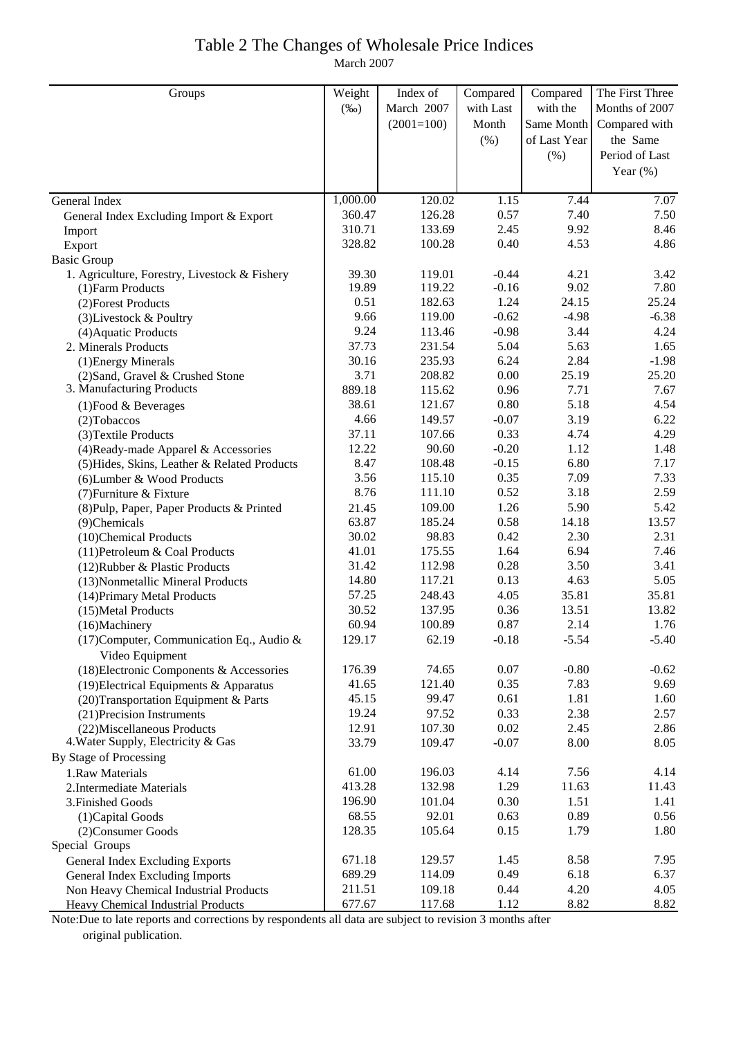# Table 2 The Changes of Wholesale Price Indices

March 2007

| Groups | Weight (‰) | Index of March 2007 (2001=100) | Compared with Last Month (%) | Compared with the Same Month of Last Year (%) | The First Three Months of 2007 Compared with the Same Period of Last Year (%) |
|---|---|---|---|---|---|
| General Index | 1,000.00 | 120.02 | 1.15 | 7.44 | 7.07 |
| General Index Excluding Import & Export | 360.47 | 126.28 | 0.57 | 7.40 | 7.50 |
| Import | 310.71 | 133.69 | 2.45 | 9.92 | 8.46 |
| Export | 328.82 | 100.28 | 0.40 | 4.53 | 4.86 |
| Basic Group | | | | | |
| 1. Agriculture, Forestry, Livestock & Fishery | 39.30 | 119.01 | -0.44 | 4.21 | 3.42 |
| (1)Farm Products | 19.89 | 119.22 | -0.16 | 9.02 | 7.80 |
| (2)Forest Products | 0.51 | 182.63 | 1.24 | 24.15 | 25.24 |
| (3)Livestock & Poultry | 9.66 | 119.00 | -0.62 | -4.98 | -6.38 |
| (4)Aquatic Products | 9.24 | 113.46 | -0.98 | 3.44 | 4.24 |
| 2. Minerals Products | 37.73 | 231.54 | 5.04 | 5.63 | 1.65 |
| (1)Energy Minerals | 30.16 | 235.93 | 6.24 | 2.84 | -1.98 |
| (2)Sand, Gravel & Crushed Stone | 3.71 | 208.82 | 0.00 | 25.19 | 25.20 |
| 3. Manufacturing Products | 889.18 | 115.62 | 0.96 | 7.71 | 7.67 |
| (1)Food & Beverages | 38.61 | 121.67 | 0.80 | 5.18 | 4.54 |
| (2)Tobaccos | 4.66 | 149.57 | -0.07 | 3.19 | 6.22 |
| (3)Textile Products | 37.11 | 107.66 | 0.33 | 4.74 | 4.29 |
| (4)Ready-made Apparel & Accessories | 12.22 | 90.60 | -0.20 | 1.12 | 1.48 |
| (5)Hides, Skins, Leather & Related Products | 8.47 | 108.48 | -0.15 | 6.80 | 7.17 |
| (6)Lumber & Wood Products | 3.56 | 115.10 | 0.35 | 7.09 | 7.33 |
| (7)Furniture & Fixture | 8.76 | 111.10 | 0.52 | 3.18 | 2.59 |
| (8)Pulp, Paper, Paper Products & Printed | 21.45 | 109.00 | 1.26 | 5.90 | 5.42 |
| (9)Chemicals | 63.87 | 185.24 | 0.58 | 14.18 | 13.57 |
| (10)Chemical Products | 30.02 | 98.83 | 0.42 | 2.30 | 2.31 |
| (11)Petroleum & Coal Products | 41.01 | 175.55 | 1.64 | 6.94 | 7.46 |
| (12)Rubber & Plastic Products | 31.42 | 112.98 | 0.28 | 3.50 | 3.41 |
| (13)Nonmetallic Mineral Products | 14.80 | 117.21 | 0.13 | 4.63 | 5.05 |
| (14)Primary Metal Products | 57.25 | 248.43 | 4.05 | 35.81 | 35.81 |
| (15)Metal Products | 30.52 | 137.95 | 0.36 | 13.51 | 13.82 |
| (16)Machinery | 60.94 | 100.89 | 0.87 | 2.14 | 1.76 |
| (17)Computer, Communication Eq., Audio & Video Equipment | 129.17 | 62.19 | -0.18 | -5.54 | -5.40 |
| (18)Electronic Components & Accessories | 176.39 | 74.65 | 0.07 | -0.80 | -0.62 |
| (19)Electrical Equipments & Apparatus | 41.65 | 121.40 | 0.35 | 7.83 | 9.69 |
| (20)Transportation Equipment & Parts | 45.15 | 99.47 | 0.61 | 1.81 | 1.60 |
| (21)Precision Instruments | 19.24 | 97.52 | 0.33 | 2.38 | 2.57 |
| (22)Miscellaneous Products | 12.91 | 107.30 | 0.02 | 2.45 | 2.86 |
| 4.Water Supply, Electricity & Gas | 33.79 | 109.47 | -0.07 | 8.00 | 8.05 |
| By Stage of Processing | | | | | |
| 1.Raw Materials | 61.00 | 196.03 | 4.14 | 7.56 | 4.14 |
| 2.Intermediate Materials | 413.28 | 132.98 | 1.29 | 11.63 | 11.43 |
| 3.Finished Goods | 196.90 | 101.04 | 0.30 | 1.51 | 1.41 |
| (1)Capital Goods | 68.55 | 92.01 | 0.63 | 0.89 | 0.56 |
| (2)Consumer Goods | 128.35 | 105.64 | 0.15 | 1.79 | 1.80 |
| Special Groups | | | | | |
| General Index Excluding Exports | 671.18 | 129.57 | 1.45 | 8.58 | 7.95 |
| General Index Excluding Imports | 689.29 | 114.09 | 0.49 | 6.18 | 6.37 |
| Non Heavy Chemical Industrial Products | 211.51 | 109.18 | 0.44 | 4.20 | 4.05 |
| Heavy Chemical Industrial Products | 677.67 | 117.68 | 1.12 | 8.82 | 8.82 |

Note:Due to late reports and corrections by respondents all data are subject to revision 3 months after original publication.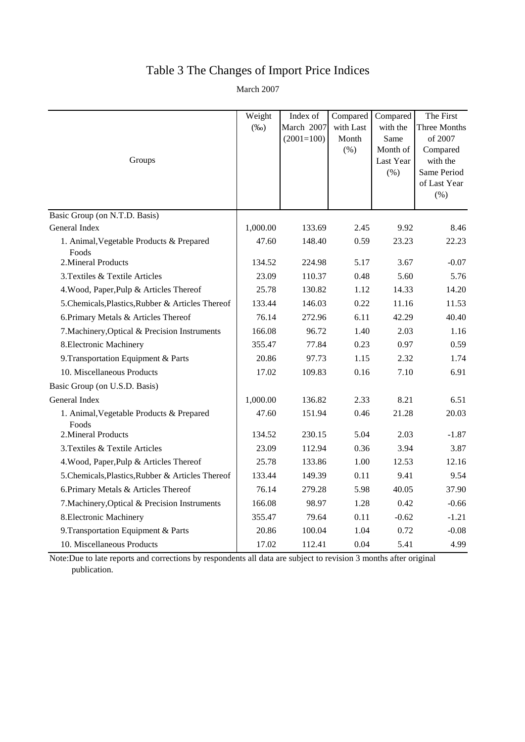# Table 3 The Changes of Import Price Indices

March 2007

| Groups | Weight (‰) | Index of March 2007 (2001=100) | Compared with Last Month (%) | Compared with the Same Month of Last Year (%) | The First Three Months of 2007 Compared with the Same Period of Last Year (%) |
|---|---|---|---|---|---|
| Basic Group (on N.T.D. Basis) | | | | | |
| General Index | 1,000.00 | 133.69 | 2.45 | 9.92 | 8.46 |
| 1. Animal,Vegetable Products & Prepared Foods | 47.60 | 148.40 | 0.59 | 23.23 | 22.23 |
| 2.Mineral Products | 134.52 | 224.98 | 5.17 | 3.67 | -0.07 |
| 3.Textiles & Textile Articles | 23.09 | 110.37 | 0.48 | 5.60 | 5.76 |
| 4.Wood, Paper,Pulp & Articles Thereof | 25.78 | 130.82 | 1.12 | 14.33 | 14.20 |
| 5.Chemicals,Plastics,Rubber & Articles Thereof | 133.44 | 146.03 | 0.22 | 11.16 | 11.53 |
| 6.Primary Metals & Articles Thereof | 76.14 | 272.96 | 6.11 | 42.29 | 40.40 |
| 7.Machinery,Optical & Precision Instruments | 166.08 | 96.72 | 1.40 | 2.03 | 1.16 |
| 8.Electronic Machinery | 355.47 | 77.84 | 0.23 | 0.97 | 0.59 |
| 9.Transportation Equipment & Parts | 20.86 | 97.73 | 1.15 | 2.32 | 1.74 |
| 10. Miscellaneous Products | 17.02 | 109.83 | 0.16 | 7.10 | 6.91 |
| Basic Group (on U.S.D. Basis) | | | | | |
| General Index | 1,000.00 | 136.82 | 2.33 | 8.21 | 6.51 |
| 1. Animal,Vegetable Products & Prepared Foods | 47.60 | 151.94 | 0.46 | 21.28 | 20.03 |
| 2.Mineral Products | 134.52 | 230.15 | 5.04 | 2.03 | -1.87 |
| 3.Textiles & Textile Articles | 23.09 | 112.94 | 0.36 | 3.94 | 3.87 |
| 4.Wood, Paper,Pulp & Articles Thereof | 25.78 | 133.86 | 1.00 | 12.53 | 12.16 |
| 5.Chemicals,Plastics,Rubber & Articles Thereof | 133.44 | 149.39 | 0.11 | 9.41 | 9.54 |
| 6.Primary Metals & Articles Thereof | 76.14 | 279.28 | 5.98 | 40.05 | 37.90 |
| 7.Machinery,Optical & Precision Instruments | 166.08 | 98.97 | 1.28 | 0.42 | -0.66 |
| 8.Electronic Machinery | 355.47 | 79.64 | 0.11 | -0.62 | -1.21 |
| 9.Transportation Equipment & Parts | 20.86 | 100.04 | 1.04 | 0.72 | -0.08 |
| 10. Miscellaneous Products | 17.02 | 112.41 | 0.04 | 5.41 | 4.99 |

Note:Due to late reports and corrections by respondents all data are subject to revision 3 months after original publication.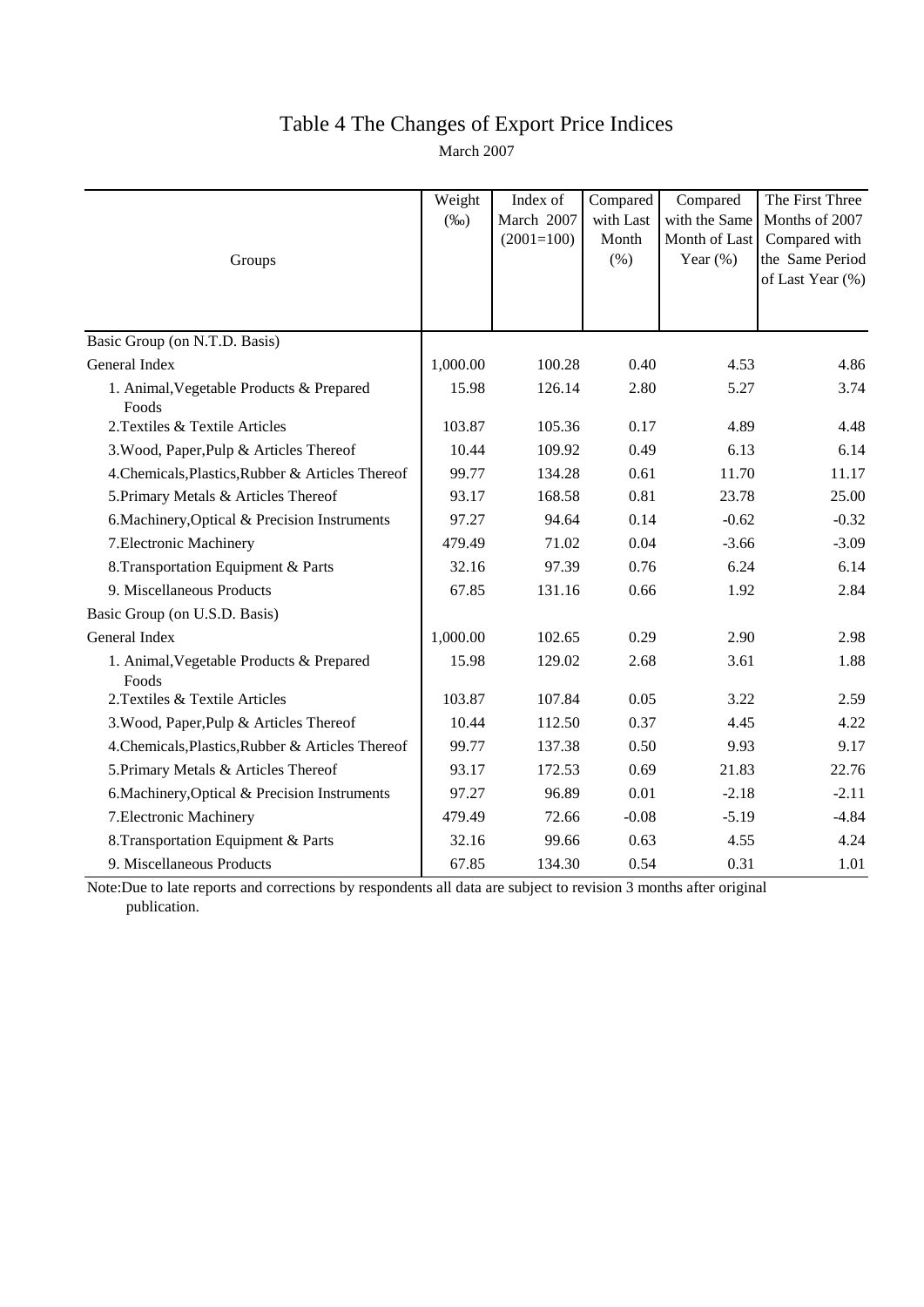# Table 4 The Changes of Export Price Indices

March 2007

| Groups | Weight (‰) | Index of March 2007 (2001=100) | Compared with Last Month (%) | Compared with the Same Month of Last Year (%) | The First Three Months of 2007 Compared with the Same Period of Last Year (%) |
|---|---|---|---|---|---|
| Basic Group (on N.T.D. Basis) | | | | | |
| General Index | 1,000.00 | 100.28 | 0.40 | 4.53 | 4.86 |
| 1. Animal,Vegetable Products & Prepared Foods | 15.98 | 126.14 | 2.80 | 5.27 | 3.74 |
| 2.Textiles & Textile Articles | 103.87 | 105.36 | 0.17 | 4.89 | 4.48 |
| 3.Wood, Paper,Pulp & Articles Thereof | 10.44 | 109.92 | 0.49 | 6.13 | 6.14 |
| 4.Chemicals,Plastics,Rubber & Articles Thereof | 99.77 | 134.28 | 0.61 | 11.70 | 11.17 |
| 5.Primary Metals & Articles Thereof | 93.17 | 168.58 | 0.81 | 23.78 | 25.00 |
| 6.Machinery,Optical & Precision Instruments | 97.27 | 94.64 | 0.14 | -0.62 | -0.32 |
| 7.Electronic Machinery | 479.49 | 71.02 | 0.04 | -3.66 | -3.09 |
| 8.Transportation Equipment & Parts | 32.16 | 97.39 | 0.76 | 6.24 | 6.14 |
| 9. Miscellaneous Products | 67.85 | 131.16 | 0.66 | 1.92 | 2.84 |
| Basic Group (on U.S.D. Basis) | | | | | |
| General Index | 1,000.00 | 102.65 | 0.29 | 2.90 | 2.98 |
| 1. Animal,Vegetable Products & Prepared Foods | 15.98 | 129.02 | 2.68 | 3.61 | 1.88 |
| 2.Textiles & Textile Articles | 103.87 | 107.84 | 0.05 | 3.22 | 2.59 |
| 3.Wood, Paper,Pulp & Articles Thereof | 10.44 | 112.50 | 0.37 | 4.45 | 4.22 |
| 4.Chemicals,Plastics,Rubber & Articles Thereof | 99.77 | 137.38 | 0.50 | 9.93 | 9.17 |
| 5.Primary Metals & Articles Thereof | 93.17 | 172.53 | 0.69 | 21.83 | 22.76 |
| 6.Machinery,Optical & Precision Instruments | 97.27 | 96.89 | 0.01 | -2.18 | -2.11 |
| 7.Electronic Machinery | 479.49 | 72.66 | -0.08 | -5.19 | -4.84 |
| 8.Transportation Equipment & Parts | 32.16 | 99.66 | 0.63 | 4.55 | 4.24 |
| 9. Miscellaneous Products | 67.85 | 134.30 | 0.54 | 0.31 | 1.01 |

Note:Due to late reports and corrections by respondents all data are subject to revision 3 months after original publication.